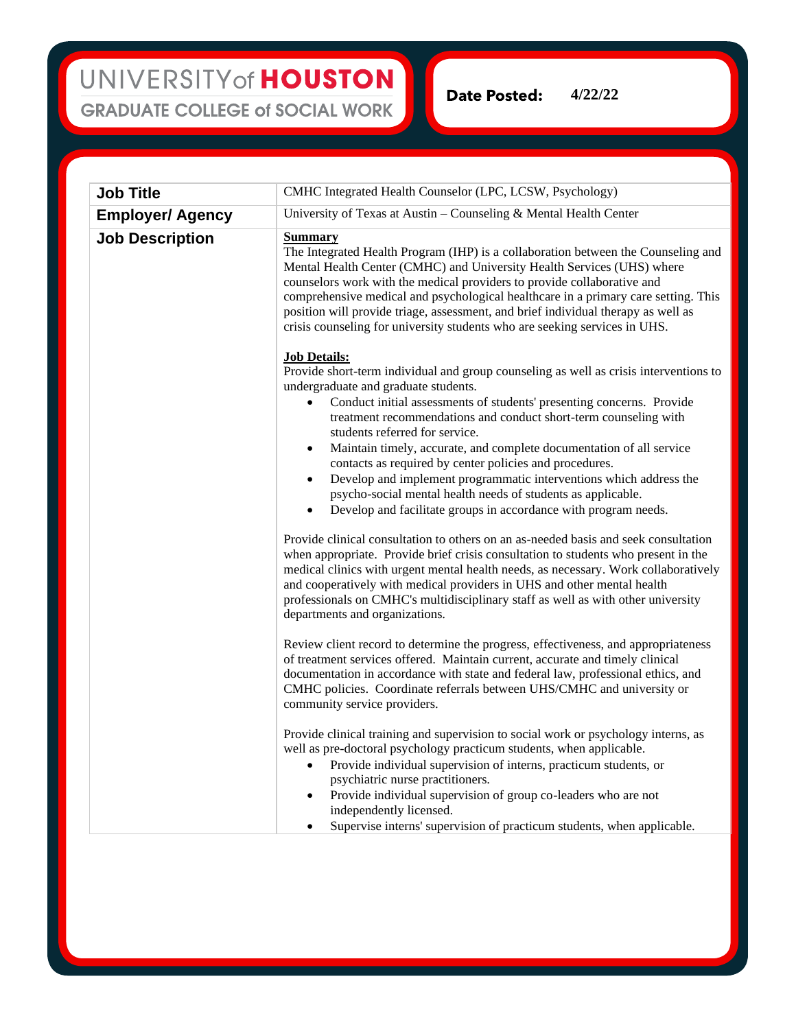UNIVERSITY of HOUSTON
GRADUATE COLLEGE of SOCIAL WORK

**Date Posted:** 4/22/22

| | |
|---|---|
| **Job Title** | CMHC Integrated Health Counselor (LPC, LCSW, Psychology) |
| **Employer/ Agency** | University of Texas at Austin – Counseling & Mental Health Center |
| **Job Description** | **Summary**<br>The Integrated Health Program (IHP) is a collaboration between the Counseling and Mental Health Center (CMHC) and University Health Services (UHS) where counselors work with the medical providers to provide collaborative and comprehensive medical and psychological healthcare in a primary care setting. This position will provide triage, assessment, and brief individual therapy as well as crisis counseling for university students who are seeking services in UHS.<br><br>**Job Details:**<br>Provide short-term individual and group counseling as well as crisis interventions to undergraduate and graduate students.<br>• Conduct initial assessments of students' presenting concerns. Provide treatment recommendations and conduct short-term counseling with students referred for service.<br>• Maintain timely, accurate, and complete documentation of all service contacts as required by center policies and procedures.<br>• Develop and implement programmatic interventions which address the psycho-social mental health needs of students as applicable.<br>• Develop and facilitate groups in accordance with program needs.<br><br>Provide clinical consultation to others on an as-needed basis and seek consultation when appropriate. Provide brief crisis consultation to students who present in the medical clinics with urgent mental health needs, as necessary. Work collaboratively and cooperatively with medical providers in UHS and other mental health professionals on CMHC's multidisciplinary staff as well as with other university departments and organizations.<br><br>Review client record to determine the progress, effectiveness, and appropriateness of treatment services offered. Maintain current, accurate and timely clinical documentation in accordance with state and federal law, professional ethics, and CMHC policies. Coordinate referrals between UHS/CMHC and university or community service providers.<br><br>Provide clinical training and supervision to social work or psychology interns, as well as pre-doctoral psychology practicum students, when applicable.<br>• Provide individual supervision of interns, practicum students, or psychiatric nurse practitioners.<br>• Provide individual supervision of group co-leaders who are not independently licensed.<br>• Supervise interns' supervision of practicum students, when applicable. |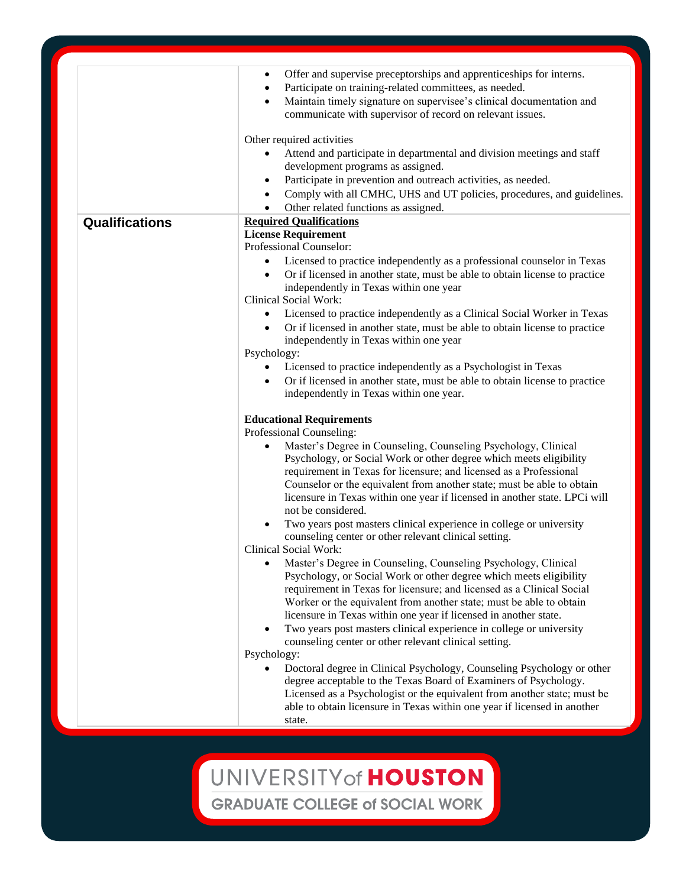|  |  |
|---|---|
|  | • Offer and supervise preceptorships and apprenticeships for interns.<br>• Participate on training-related committees, as needed.<br>• Maintain timely signature on supervisee's clinical documentation and communicate with supervisor of record on relevant issues.<br><br>Other required activities<br>• Attend and participate in departmental and division meetings and staff development programs as assigned.<br>• Participate in prevention and outreach activities, as needed.<br>• Comply with all CMHC, UHS and UT policies, procedures, and guidelines.<br>• Other related functions as assigned. |
| **Qualifications** | **<u>Required Qualifications</u>**<br>**License Requirement**<br>Professional Counselor:<br>• Licensed to practice independently as a professional counselor in Texas<br>• Or if licensed in another state, must be able to obtain license to practice independently in Texas within one year<br>Clinical Social Work:<br>• Licensed to practice independently as a Clinical Social Worker in Texas<br>• Or if licensed in another state, must be able to obtain license to practice independently in Texas within one year<br>Psychology:<br>• Licensed to practice independently as a Psychologist in Texas<br>• Or if licensed in another state, must be able to obtain license to practice independently in Texas within one year.<br><br>**Educational Requirements**<br>Professional Counseling:<br>• Master's Degree in Counseling, Counseling Psychology, Clinical Psychology, or Social Work or other degree which meets eligibility requirement in Texas for licensure; and licensed as a Professional Counselor or the equivalent from another state; must be able to obtain licensure in Texas within one year if licensed in another state. LPCi will not be considered.<br>• Two years post masters clinical experience in college or university counseling center or other relevant clinical setting.<br>Clinical Social Work:<br>• Master's Degree in Counseling, Counseling Psychology, Clinical Psychology, or Social Work or other degree which meets eligibility requirement in Texas for licensure; and licensed as a Clinical Social Worker or the equivalent from another state; must be able to obtain licensure in Texas within one year if licensed in another state.<br>• Two years post masters clinical experience in college or university counseling center or other relevant clinical setting.<br>Psychology:<br>• Doctoral degree in Clinical Psychology, Counseling Psychology or other degree acceptable to the Texas Board of Examiners of Psychology. Licensed as a Psychologist or the equivalent from another state; must be able to obtain licensure in Texas within one year if licensed in another state. |

UNIVERSITY of HOUSTON
GRADUATE COLLEGE of SOCIAL WORK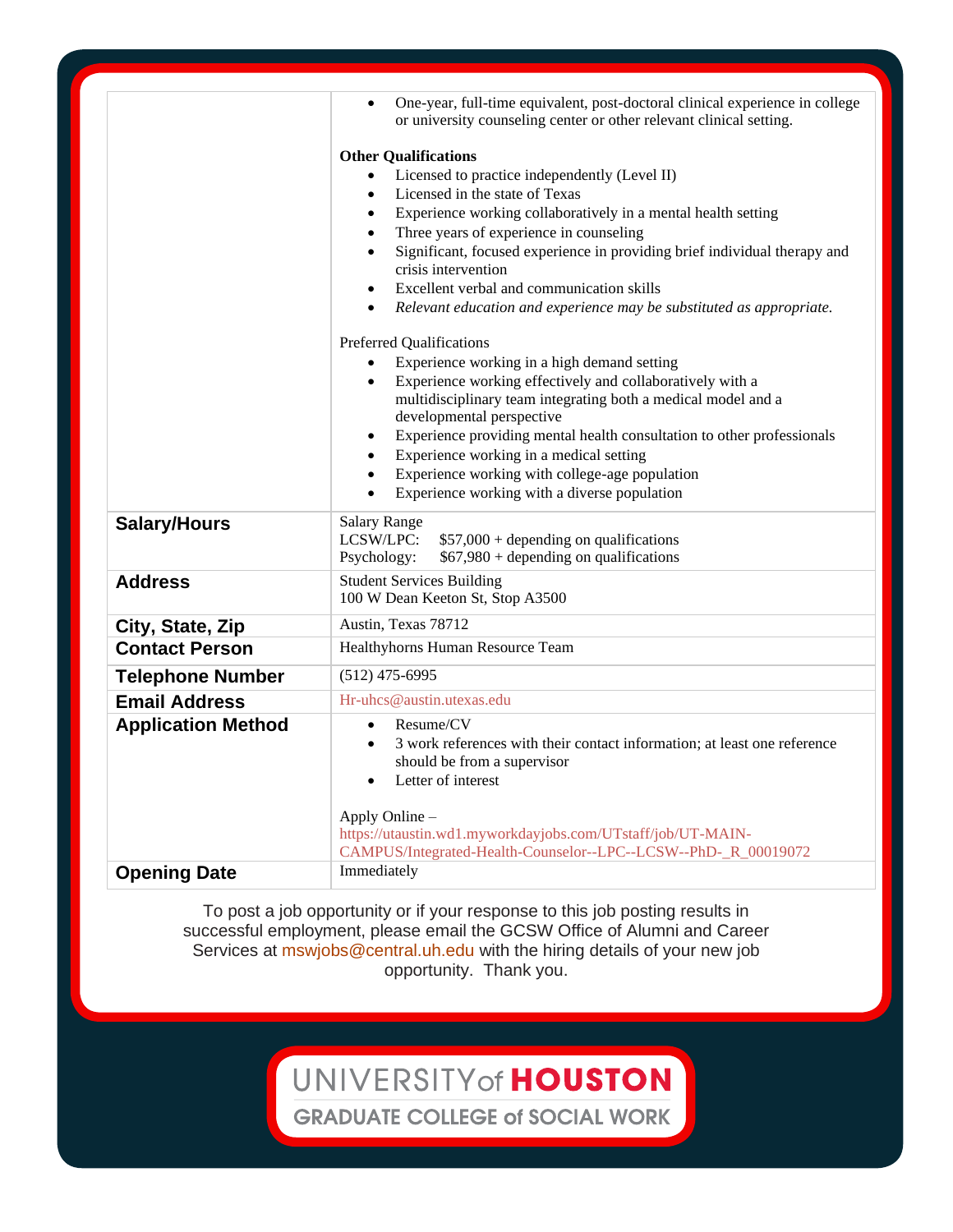| | |
|---|---|
| | • One-year, full-time equivalent, post-doctoral clinical experience in college or university counseling center or other relevant clinical setting.<br><br>**Other Qualifications**<br>• Licensed to practice independently (Level II)<br>• Licensed in the state of Texas<br>• Experience working collaboratively in a mental health setting<br>• Three years of experience in counseling<br>• Significant, focused experience in providing brief individual therapy and crisis intervention<br>• Excellent verbal and communication skills<br>• *Relevant education and experience may be substituted as appropriate.*<br><br>Preferred Qualifications<br>• Experience working in a high demand setting<br>• Experience working effectively and collaboratively with a multidisciplinary team integrating both a medical model and a developmental perspective<br>• Experience providing mental health consultation to other professionals<br>• Experience working in a medical setting<br>• Experience working with college-age population<br>• Experience working with a diverse population |
| **Salary/Hours** | Salary Range<br>LCSW/LPC: $57,000 + depending on qualifications<br>Psychology: $67,980 + depending on qualifications |
| **Address** | Student Services Building<br>100 W Dean Keeton St, Stop A3500 |
| **City, State, Zip** | Austin, Texas 78712 |
| **Contact Person** | Healthyhorns Human Resource Team |
| **Telephone Number** | (512) 475-6995 |
| **Email Address** | Hr-uhcs@austin.utexas.edu |
| **Application Method** | • Resume/CV<br>• 3 work references with their contact information; at least one reference should be from a supervisor<br>• Letter of interest<br><br>Apply Online – https://utaustin.wd1.myworkdayjobs.com/UTstaff/job/UT-MAIN-CAMPUS/Integrated-Health-Counselor--LPC--LCSW--PhD-_R_00019072 |
| **Opening Date** | Immediately |

To post a job opportunity or if your response to this job posting results in successful employment, please email the GCSW Office of Alumni and Career Services at mswjobs@central.uh.edu with the hiring details of your new job opportunity. Thank you.

UNIVERSITY of HOUSTON
GRADUATE COLLEGE of SOCIAL WORK